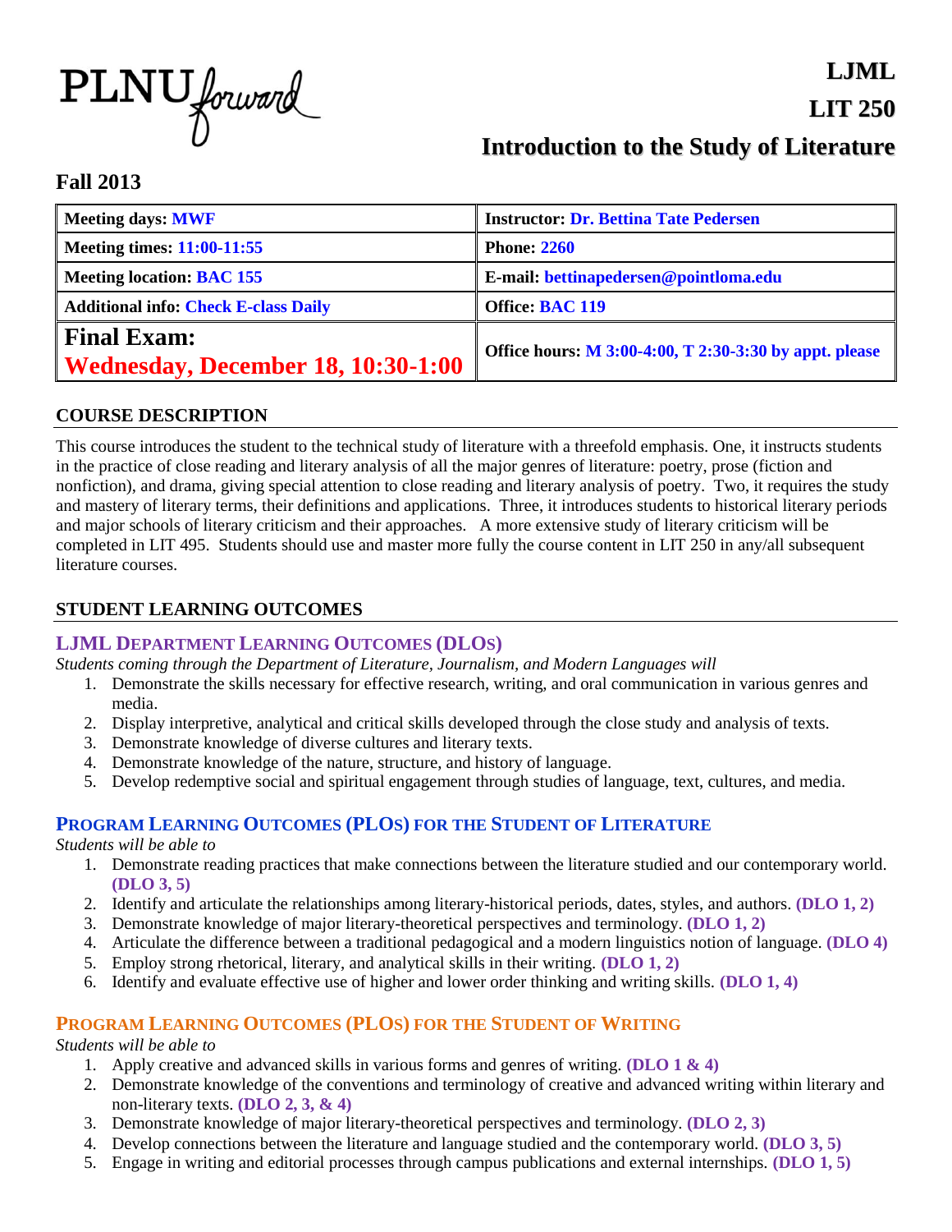PLNU forward

# LJML
# LIT 250
# Introduction to the Study of Literature

## Fall 2013

| Meeting days: **MWF** | Instructor: **Dr. Bettina Tate Pedersen** |
|---|---|
| **Meeting times: 11:00-11:55** | **Phone: 2260** |
| **Meeting location: BAC 155** | **E-mail: bettinapedersen@pointloma.edu** |
| **Additional info: Check E-class Daily** | **Office: BAC 119** |
| **Final Exam: Wednesday, December 18, 10:30-1:00** | **Office hours: M 3:00-4:00, T 2:30-3:30 by appt. please** |

## COURSE DESCRIPTION

This course introduces the student to the technical study of literature with a threefold emphasis. One, it instructs students in the practice of close reading and literary analysis of all the major genres of literature: poetry, prose (fiction and nonfiction), and drama, giving special attention to close reading and literary analysis of poetry. Two, it requires the study and mastery of literary terms, their definitions and applications. Three, it introduces students to historical literary periods and major schools of literary criticism and their approaches. A more extensive study of literary criticism will be completed in LIT 495. Students should use and master more fully the course content in LIT 250 in any/all subsequent literature courses.

## STUDENT LEARNING OUTCOMES

### LJML Department Learning Outcomes (DLOs)

*Students coming through the Department of Literature, Journalism, and Modern Languages will*

1. Demonstrate the skills necessary for effective research, writing, and oral communication in various genres and media.
2. Display interpretive, analytical and critical skills developed through the close study and analysis of texts.
3. Demonstrate knowledge of diverse cultures and literary texts.
4. Demonstrate knowledge of the nature, structure, and history of language.
5. Develop redemptive social and spiritual engagement through studies of language, text, cultures, and media.

### Program Learning Outcomes (PLOs) for the Student of Literature

*Students will be able to*

1. Demonstrate reading practices that make connections between the literature studied and our contemporary world. **(DLO 3, 5)**
2. Identify and articulate the relationships among literary-historical periods, dates, styles, and authors. **(DLO 1, 2)**
3. Demonstrate knowledge of major literary-theoretical perspectives and terminology. **(DLO 1, 2)**
4. Articulate the difference between a traditional pedagogical and a modern linguistics notion of language. **(DLO 4)**
5. Employ strong rhetorical, literary, and analytical skills in their writing. **(DLO 1, 2)**
6. Identify and evaluate effective use of higher and lower order thinking and writing skills. **(DLO 1, 4)**

### Program Learning Outcomes (PLOs) for the Student of Writing

*Students will be able to*

1. Apply creative and advanced skills in various forms and genres of writing. **(DLO 1 & 4)**
2. Demonstrate knowledge of the conventions and terminology of creative and advanced writing within literary and non-literary texts. **(DLO 2, 3, & 4)**
3. Demonstrate knowledge of major literary-theoretical perspectives and terminology. **(DLO 2, 3)**
4. Develop connections between the literature and language studied and the contemporary world. **(DLO 3, 5)**
5. Engage in writing and editorial processes through campus publications and external internships. **(DLO 1, 5)**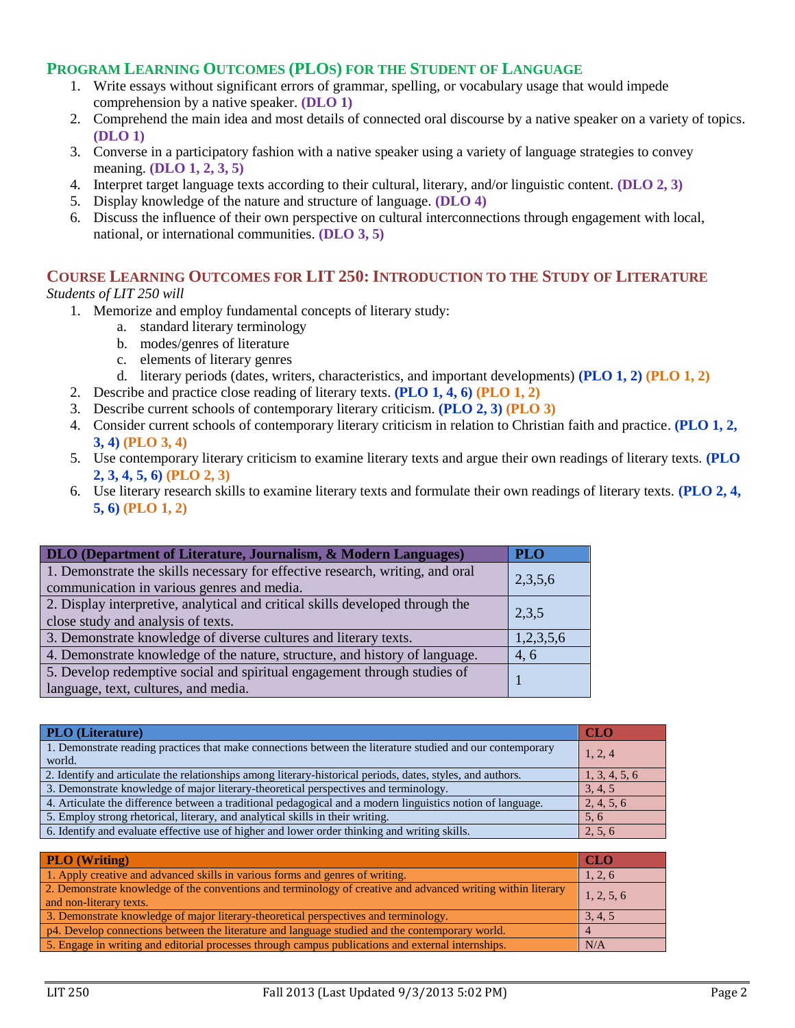## Program Learning Outcomes (PLOs) for the Student of Language

1. Write essays without significant errors of grammar, spelling, or vocabulary usage that would impede comprehension by a native speaker. **(DLO 1)**
2. Comprehend the main idea and most details of connected oral discourse by a native speaker on a variety of topics. **(DLO 1)**
3. Converse in a participatory fashion with a native speaker using a variety of language strategies to convey meaning. **(DLO 1, 2, 3, 5)**
4. Interpret target language texts according to their cultural, literary, and/or linguistic content. **(DLO 2, 3)**
5. Display knowledge of the nature and structure of language. **(DLO 4)**
6. Discuss the influence of their own perspective on cultural interconnections through engagement with local, national, or international communities. **(DLO 3, 5)**

## Course Learning Outcomes for LIT 250: Introduction to the Study of Literature

*Students of LIT 250 will*

1. Memorize and employ fundamental concepts of literary study:
    a. standard literary terminology
    b. modes/genres of literature
    c. elements of literary genres
    d. literary periods (dates, writers, characteristics, and important developments) **(PLO 1, 2)** **(PLO 1, 2)**
2. Describe and practice close reading of literary texts. **(PLO 1, 4, 6)** **(PLO 1, 2)**
3. Describe current schools of contemporary literary criticism. **(PLO 2, 3)** **(PLO 3)**
4. Consider current schools of contemporary literary criticism in relation to Christian faith and practice. **(PLO 1, 2, 3, 4)** **(PLO 3, 4)**
5. Use contemporary literary criticism to examine literary texts and argue their own readings of literary texts. **(PLO 2, 3, 4, 5, 6)** **(PLO 2, 3)**
6. Use literary research skills to examine literary texts and formulate their own readings of literary texts. **(PLO 2, 4, 5, 6)** **(PLO 1, 2)**

| DLO (Department of Literature, Journalism, & Modern Languages) | PLO |
|---|---|
| 1. Demonstrate the skills necessary for effective research, writing, and oral communication in various genres and media. | 2,3,5,6 |
| 2. Display interpretive, analytical and critical skills developed through the close study and analysis of texts. | 2,3,5 |
| 3. Demonstrate knowledge of diverse cultures and literary texts. | 1,2,3,5,6 |
| 4. Demonstrate knowledge of the nature, structure, and history of language. | 4, 6 |
| 5. Develop redemptive social and spiritual engagement through studies of language, text, cultures, and media. | 1 |

| PLO (Literature) | CLO |
|---|---|
| 1. Demonstrate reading practices that make connections between the literature studied and our contemporary world. | 1, 2, 4 |
| 2. Identify and articulate the relationships among literary-historical periods, dates, styles, and authors. | 1, 3, 4, 5, 6 |
| 3. Demonstrate knowledge of major literary-theoretical perspectives and terminology. | 3, 4, 5 |
| 4. Articulate the difference between a traditional pedagogical and a modern linguistics notion of language. | 2, 4, 5, 6 |
| 5. Employ strong rhetorical, literary, and analytical skills in their writing. | 5, 6 |
| 6. Identify and evaluate effective use of higher and lower order thinking and writing skills. | 2, 5, 6 |

| PLO (Writing) | CLO |
|---|---|
| 1. Apply creative and advanced skills in various forms and genres of writing. | 1, 2, 6 |
| 2. Demonstrate knowledge of the conventions and terminology of creative and advanced writing within literary and non-literary texts. | 1, 2, 5, 6 |
| 3. Demonstrate knowledge of major literary-theoretical perspectives and terminology. | 3, 4, 5 |
| p4. Develop connections between the literature and language studied and the contemporary world. | 4 |
| 5. Engage in writing and editorial processes through campus publications and external internships. | N/A |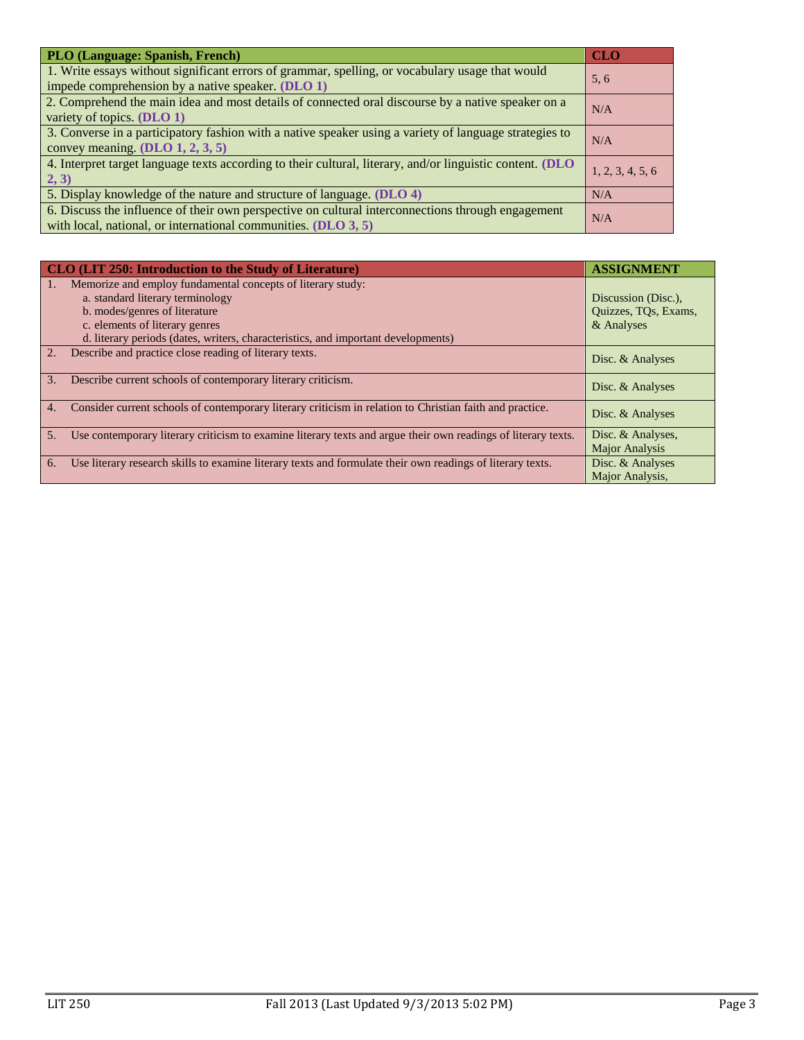| PLO (Language: Spanish, French) | CLO |
|---|---|
| 1. Write essays without significant errors of grammar, spelling, or vocabulary usage that would impede comprehension by a native speaker. **(DLO 1)** | 5, 6 |
| 2. Comprehend the main idea and most details of connected oral discourse by a native speaker on a variety of topics. **(DLO 1)** | N/A |
| 3. Converse in a participatory fashion with a native speaker using a variety of language strategies to convey meaning. **(DLO 1, 2, 3, 5)** | N/A |
| 4. Interpret target language texts according to their cultural, literary, and/or linguistic content. **(DLO 2, 3)** | 1, 2, 3, 4, 5, 6 |
| 5. Display knowledge of the nature and structure of language. **(DLO 4)** | N/A |
| 6. Discuss the influence of their own perspective on cultural interconnections through engagement with local, national, or international communities. **(DLO 3, 5)** | N/A |

| CLO (LIT 250: Introduction to the Study of Literature) | ASSIGNMENT |
|---|---|
| 1. Memorize and employ fundamental concepts of literary study:<br>a. standard literary terminology<br>b. modes/genres of literature<br>c. elements of literary genres<br>d. literary periods (dates, writers, characteristics, and important developments) | Discussion (Disc.), Quizzes, TQs, Exams, & Analyses |
| 2. Describe and practice close reading of literary texts. | Disc. & Analyses |
| 3. Describe current schools of contemporary literary criticism. | Disc. & Analyses |
| 4. Consider current schools of contemporary literary criticism in relation to Christian faith and practice. | Disc. & Analyses |
| 5. Use contemporary literary criticism to examine literary texts and argue their own readings of literary texts. | Disc. & Analyses, Major Analysis |
| 6. Use literary research skills to examine literary texts and formulate their own readings of literary texts. | Disc. & Analyses Major Analysis, |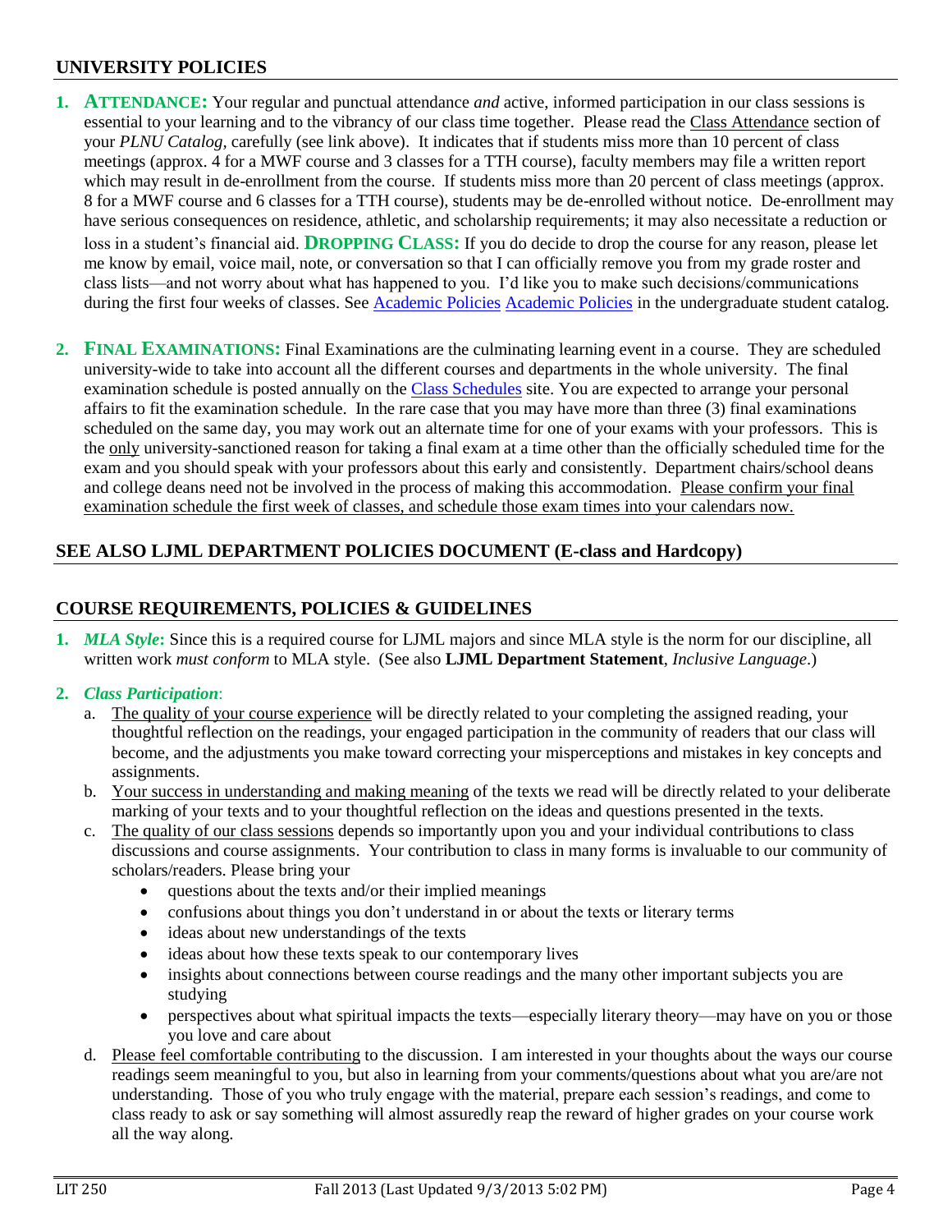## UNIVERSITY POLICIES

1. **ATTENDANCE:** Your regular and punctual attendance *and* active, informed participation in our class sessions is essential to your learning and to the vibrancy of our class time together. Please read the Class Attendance section of your *PLNU Catalog,* carefully (see link above). It indicates that if students miss more than 10 percent of class meetings (approx. 4 for a MWF course and 3 classes for a TTH course), faculty members may file a written report which may result in de-enrollment from the course. If students miss more than 20 percent of class meetings (approx. 8 for a MWF course and 6 classes for a TTH course), students may be de-enrolled without notice. De-enrollment may have serious consequences on residence, athletic, and scholarship requirements; it may also necessitate a reduction or loss in a student's financial aid. **DROPPING CLASS:** If you do decide to drop the course for any reason, please let me know by email, voice mail, note, or conversation so that I can officially remove you from my grade roster and class lists—and not worry about what has happened to you. I'd like you to make such decisions/communications during the first four weeks of classes. See Academic Policies Academic Policies in the undergraduate student catalog.

2. **FINAL EXAMINATIONS:** Final Examinations are the culminating learning event in a course. They are scheduled university-wide to take into account all the different courses and departments in the whole university. The final examination schedule is posted annually on the Class Schedules site. You are expected to arrange your personal affairs to fit the examination schedule. In the rare case that you may have more than three (3) final examinations scheduled on the same day, you may work out an alternate time for one of your exams with your professors. This is the only university-sanctioned reason for taking a final exam at a time other than the officially scheduled time for the exam and you should speak with your professors about this early and consistently. Department chairs/school deans and college deans need not be involved in the process of making this accommodation. Please confirm your final examination schedule the first week of classes, and schedule those exam times into your calendars now.

## SEE ALSO LJML DEPARTMENT POLICIES DOCUMENT (E-class and Hardcopy)

## COURSE REQUIREMENTS, POLICIES & GUIDELINES

1. ***MLA Style*:** Since this is a required course for LJML majors and since MLA style is the norm for our discipline, all written work *must conform* to MLA style. (See also **LJML Department Statement**, *Inclusive Language*.)

2. ***Class Participation*:**
   a. The quality of your course experience will be directly related to your completing the assigned reading, your thoughtful reflection on the readings, your engaged participation in the community of readers that our class will become, and the adjustments you make toward correcting your misperceptions and mistakes in key concepts and assignments.
   b. Your success in understanding and making meaning of the texts we read will be directly related to your deliberate marking of your texts and to your thoughtful reflection on the ideas and questions presented in the texts.
   c. The quality of our class sessions depends so importantly upon you and your individual contributions to class discussions and course assignments. Your contribution to class in many forms is invaluable to our community of scholars/readers. Please bring your
      - questions about the texts and/or their implied meanings
      - confusions about things you don't understand in or about the texts or literary terms
      - ideas about new understandings of the texts
      - ideas about how these texts speak to our contemporary lives
      - insights about connections between course readings and the many other important subjects you are studying
      - perspectives about what spiritual impacts the texts—especially literary theory—may have on you or those you love and care about
   d. Please feel comfortable contributing to the discussion. I am interested in your thoughts about the ways our course readings seem meaningful to you, but also in learning from your comments/questions about what you are/are not understanding. Those of you who truly engage with the material, prepare each session's readings, and come to class ready to ask or say something will almost assuredly reap the reward of higher grades on your course work all the way along.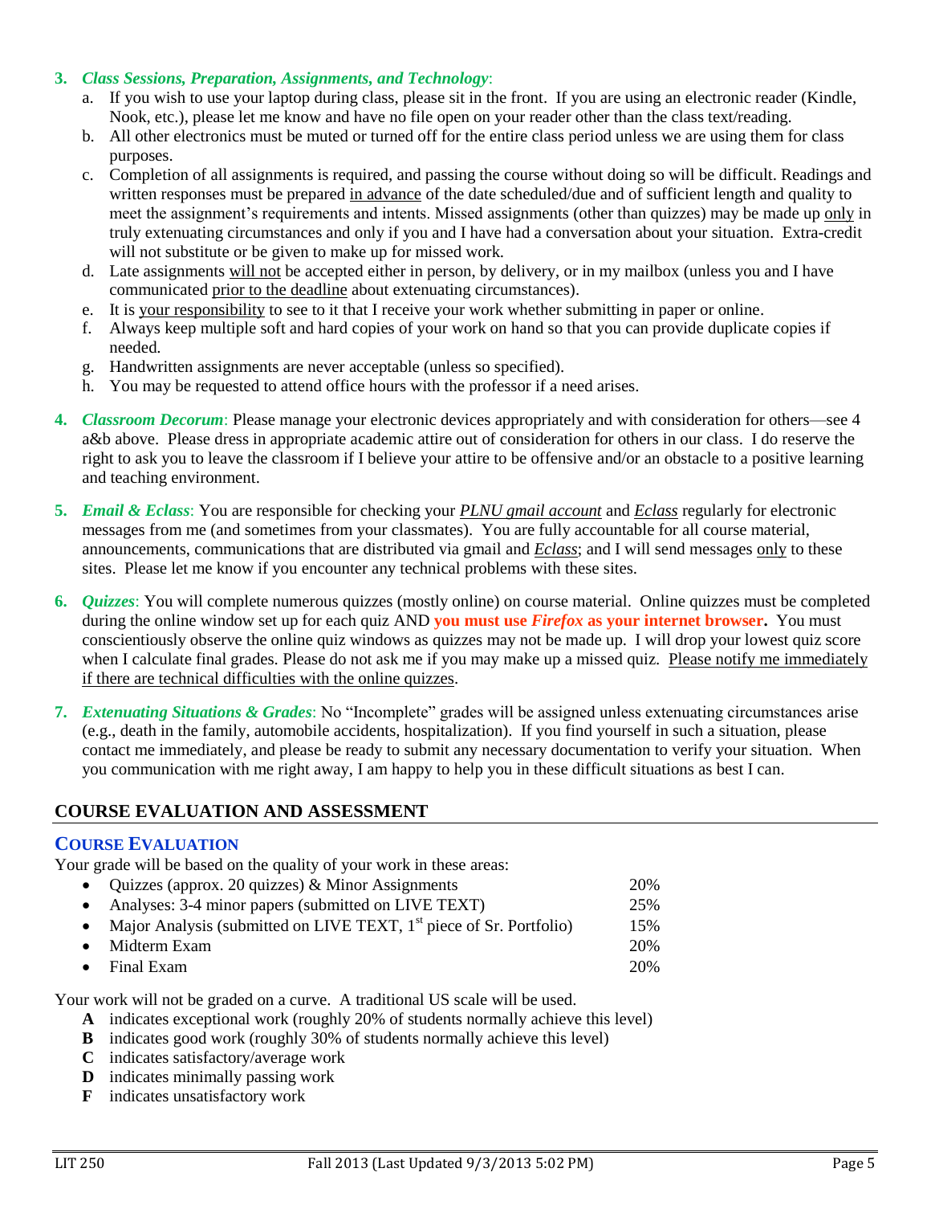3. ***Class Sessions, Preparation, Assignments, and Technology***:
   a. If you wish to use your laptop during class, please sit in the front. If you are using an electronic reader (Kindle, Nook, etc.), please let me know and have no file open on your reader other than the class text/reading.
   b. All other electronics must be muted or turned off for the entire class period unless we are using them for class purposes.
   c. Completion of all assignments is required, and passing the course without doing so will be difficult. Readings and written responses must be prepared in advance of the date scheduled/due and of sufficient length and quality to meet the assignment's requirements and intents. Missed assignments (other than quizzes) may be made up only in truly extenuating circumstances and only if you and I have had a conversation about your situation. Extra-credit will not substitute or be given to make up for missed work.
   d. Late assignments will not be accepted either in person, by delivery, or in my mailbox (unless you and I have communicated prior to the deadline about extenuating circumstances).
   e. It is your responsibility to see to it that I receive your work whether submitting in paper or online.
   f. Always keep multiple soft and hard copies of your work on hand so that you can provide duplicate copies if needed.
   g. Handwritten assignments are never acceptable (unless so specified).
   h. You may be requested to attend office hours with the professor if a need arises.

4. ***Classroom Decorum***: Please manage your electronic devices appropriately and with consideration for others—see 4 a&b above. Please dress in appropriate academic attire out of consideration for others in our class. I do reserve the right to ask you to leave the classroom if I believe your attire to be offensive and/or an obstacle to a positive learning and teaching environment.

5. ***Email & Eclass***: You are responsible for checking your *PLNU gmail account* and *Eclass* regularly for electronic messages from me (and sometimes from your classmates). You are fully accountable for all course material, announcements, communications that are distributed via gmail and *Eclass*; and I will send messages only to these sites. Please let me know if you encounter any technical problems with these sites.

6. ***Quizzes***: You will complete numerous quizzes (mostly online) on course material. Online quizzes must be completed during the online window set up for each quiz AND **you must use *Firefox* as your internet browser.** You must conscientiously observe the online quiz windows as quizzes may not be made up. I will drop your lowest quiz score when I calculate final grades. Please do not ask me if you may make up a missed quiz. Please notify me immediately if there are technical difficulties with the online quizzes.

7. ***Extenuating Situations & Grades***: No "Incomplete" grades will be assigned unless extenuating circumstances arise (e.g., death in the family, automobile accidents, hospitalization). If you find yourself in such a situation, please contact me immediately, and please be ready to submit any necessary documentation to verify your situation. When you communication with me right away, I am happy to help you in these difficult situations as best I can.

## COURSE EVALUATION AND ASSESSMENT

### COURSE EVALUATION

Your grade will be based on the quality of your work in these areas:

| | |
|---|---|
| • Quizzes (approx. 20 quizzes) & Minor Assignments | 20% |
| • Analyses: 3-4 minor papers (submitted on LIVE TEXT) | 25% |
| • Major Analysis (submitted on LIVE TEXT, 1st piece of Sr. Portfolio) | 15% |
| • Midterm Exam | 20% |
| • Final Exam | 20% |

Your work will not be graded on a curve. A traditional US scale will be used.

- **A** indicates exceptional work (roughly 20% of students normally achieve this level)
- **B** indicates good work (roughly 30% of students normally achieve this level)
- **C** indicates satisfactory/average work
- **D** indicates minimally passing work
- **F** indicates unsatisfactory work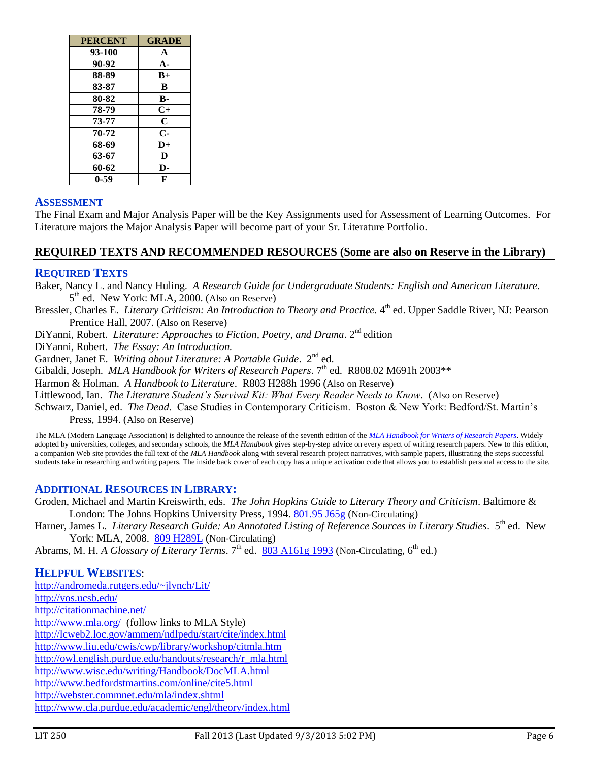| PERCENT | GRADE |
|---|---|
| 93-100 | A |
| 90-92 | A- |
| 88-89 | B+ |
| 83-87 | B |
| 80-82 | B- |
| 78-79 | C+ |
| 73-77 | C |
| 70-72 | C- |
| 68-69 | D+ |
| 63-67 | D |
| 60-62 | D- |
| 0-59 | F |

### ASSESSMENT

The Final Exam and Major Analysis Paper will be the Key Assignments used for Assessment of Learning Outcomes. For Literature majors the Major Analysis Paper will become part of your Sr. Literature Portfolio.

## REQUIRED TEXTS AND RECOMMENDED RESOURCES (Some are also on Reserve in the Library)

### REQUIRED TEXTS

Baker, Nancy L. and Nancy Huling. *A Research Guide for Undergraduate Students: English and American Literature*. 5th ed. New York: MLA, 2000. (Also on Reserve)

Bressler, Charles E. *Literary Criticism: An Introduction to Theory and Practice.* 4th ed. Upper Saddle River, NJ: Pearson Prentice Hall, 2007. (Also on Reserve)

DiYanni, Robert. *Literature: Approaches to Fiction, Poetry, and Drama*. 2nd edition

DiYanni, Robert. *The Essay: An Introduction.*

Gardner, Janet E. *Writing about Literature: A Portable Guide*. 2nd ed.

Gibaldi, Joseph. *MLA Handbook for Writers of Research Papers*. 7th ed. R808.02 M691h 2003**

Harmon & Holman. *A Handbook to Literature*. R803 H288h 1996 (Also on Reserve)

Littlewood, Ian. *The Literature Student's Survival Kit: What Every Reader Needs to Know*. (Also on Reserve)

Schwarz, Daniel, ed. *The Dead*. Case Studies in Contemporary Criticism. Boston & New York: Bedford/St. Martin's Press, 1994. (Also on Reserve)

The MLA (Modern Language Association) is delighted to announce the release of the seventh edition of the *MLA Handbook for Writers of Research Papers*. Widely adopted by universities, colleges, and secondary schools, the *MLA Handbook* gives step-by-step advice on every aspect of writing research papers. New to this edition, a companion Web site provides the full text of the *MLA Handbook* along with several research project narratives, with sample papers, illustrating the steps successful students take in researching and writing papers. The inside back cover of each copy has a unique activation code that allows you to establish personal access to the site.

### ADDITIONAL RESOURCES IN LIBRARY:

Groden, Michael and Martin Kreiswirth, eds. *The John Hopkins Guide to Literary Theory and Criticism*. Baltimore & London: The Johns Hopkins University Press, 1994. 801.95 J65g (Non-Circulating)

Harner, James L. *Literary Research Guide: An Annotated Listing of Reference Sources in Literary Studies*. 5th ed. New York: MLA, 2008. 809 H289L (Non-Circulating)

Abrams, M. H. *A Glossary of Literary Terms*. 7th ed. 803 A161g 1993 (Non-Circulating, 6th ed.)

### HELPFUL WEBSITES:

http://andromeda.rutgers.edu/~jlynch/Lit/
http://vos.ucsb.edu/
http://citationmachine.net/
http://www.mla.org/ (follow links to MLA Style)
http://lcweb2.loc.gov/ammem/ndlpedu/start/cite/index.html
http://www.liu.edu/cwis/cwp/library/workshop/citmla.htm
http://owl.english.purdue.edu/handouts/research/r_mla.html
http://www.wisc.edu/writing/Handbook/DocMLA.html
http://www.bedfordstmartins.com/online/cite5.html
http://webster.commnet.edu/mla/index.shtml
http://www.cla.purdue.edu/academic/engl/theory/index.html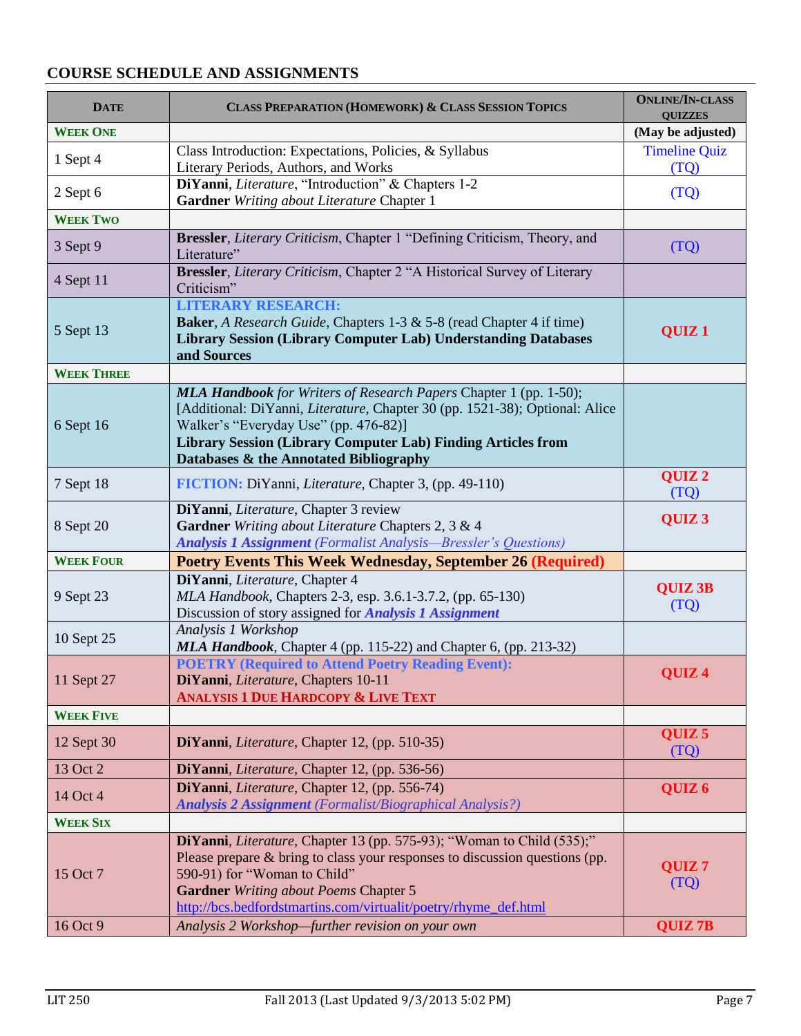## COURSE SCHEDULE AND ASSIGNMENTS

| DATE | CLASS PREPARATION (HOMEWORK) & CLASS SESSION TOPICS | ONLINE/IN-CLASS QUIZZES |
|---|---|---|
| **WEEK ONE** | | **(May be adjusted)** |
| 1 Sept 4 | Class Introduction: Expectations, Policies, & Syllabus<br>Literary Periods, Authors, and Works | Timeline Quiz (TQ) |
| 2 Sept 6 | **DiYanni**, *Literature*, "Introduction" & Chapters 1-2<br>**Gardner** *Writing about Literature* Chapter 1 | (TQ) |
| **WEEK TWO** | | |
| 3 Sept 9 | **Bressler**, *Literary Criticism*, Chapter 1 "Defining Criticism, Theory, and Literature" | (TQ) |
| 4 Sept 11 | **Bressler**, *Literary Criticism*, Chapter 2 "A Historical Survey of Literary Criticism" | |
| 5 Sept 13 | **LITERARY RESEARCH:**<br>**Baker**, *A Research Guide*, Chapters 1-3 & 5-8 (read Chapter 4 if time)<br>**Library Session (Library Computer Lab) Understanding Databases and Sources** | **QUIZ 1** |
| **WEEK THREE** | | |
| 6 Sept 16 | ***MLA Handbook*** *for Writers of Research Papers* Chapter 1 (pp. 1-50); [Additional: DiYanni, *Literature*, Chapter 30 (pp. 1521-38); Optional: Alice Walker's "Everyday Use" (pp. 476-82)]<br>**Library Session (Library Computer Lab) Finding Articles from Databases & the Annotated Bibliography** | |
| 7 Sept 18 | **FICTION:** DiYanni, *Literature*, Chapter 3, (pp. 49-110) | **QUIZ 2** (TQ) |
| 8 Sept 20 | **DiYanni**, *Literature*, Chapter 3 review<br>**Gardner** *Writing about Literature* Chapters 2, 3 & 4<br>***Analysis 1 Assignment*** *(Formalist Analysis—Bressler's Questions)* | **QUIZ 3** |
| **WEEK FOUR** | **Poetry Events This Week Wednesday, September 26 (Required)** | |
| 9 Sept 23 | **DiYanni**, *Literature*, Chapter 4<br>*MLA Handbook*, Chapters 2-3, esp. 3.6.1-3.7.2, (pp. 65-130)<br>Discussion of story assigned for ***Analysis 1 Assignment*** | **QUIZ 3B** (TQ) |
| 10 Sept 25 | *Analysis 1 Workshop*<br>***MLA Handbook***, Chapter 4 (pp. 115-22) and Chapter 6, (pp. 213-32) | |
| 11 Sept 27 | **POETRY (Required to Attend Poetry Reading Event):**<br>**DiYanni**, *Literature*, Chapters 10-11<br>**ANALYSIS 1 DUE HARDCOPY & LIVE TEXT** | **QUIZ 4** |
| **WEEK FIVE** | | |
| 12 Sept 30 | **DiYanni**, *Literature*, Chapter 12, (pp. 510-35) | **QUIZ 5** (TQ) |
| 13 Oct 2 | **DiYanni**, *Literature*, Chapter 12, (pp. 536-56) | |
| 14 Oct 4 | **DiYanni**, *Literature*, Chapter 12, (pp. 556-74)<br>***Analysis 2 Assignment*** *(Formalist/Biographical Analysis?)* | **QUIZ 6** |
| **WEEK SIX** | | |
| 15 Oct 7 | **DiYanni**, *Literature*, Chapter 13 (pp. 575-93); "Woman to Child (535);" Please prepare & bring to class your responses to discussion questions (pp. 590-91) for "Woman to Child"<br>**Gardner** *Writing about Poems* Chapter 5<br>http://bcs.bedfordstmartins.com/virtualit/poetry/rhyme_def.html | **QUIZ 7** (TQ) |
| 16 Oct 9 | *Analysis 2 Workshop—further revision on your own* | **QUIZ 7B** |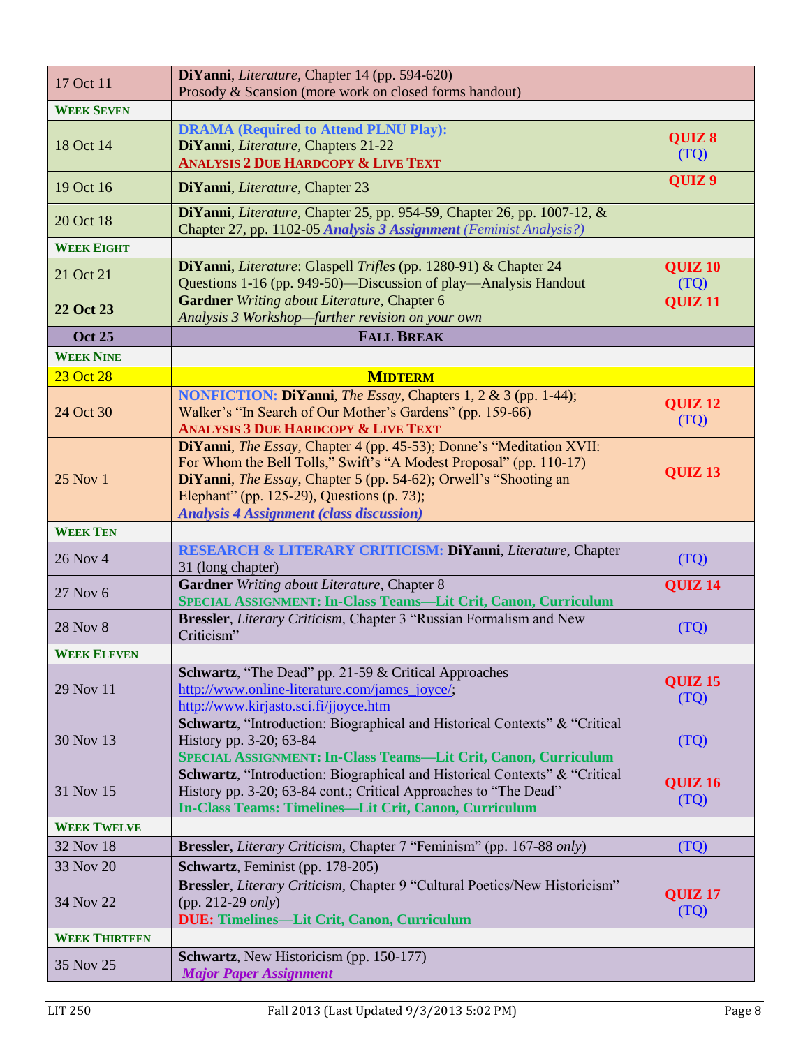| | | |
|---|---|---|
| 17 Oct 11 | **DiYanni**, *Literature*, Chapter 14 (pp. 594-620)<br>Prosody & Scansion (more work on closed forms handout) | |
| **WEEK SEVEN** | | |
| 18 Oct 14 | **DRAMA (Required to Attend PLNU Play):**<br>**DiYanni**, *Literature*, Chapters 21-22<br>**ANALYSIS 2 DUE HARDCOPY & LIVE TEXT** | **QUIZ 8**<br>(TQ) |
| 19 Oct 16 | **DiYanni**, *Literature*, Chapter 23 | **QUIZ 9** |
| 20 Oct 18 | **DiYanni**, *Literature*, Chapter 25, pp. 954-59, Chapter 26, pp. 1007-12, & Chapter 27, pp. 1102-05 ***Analysis 3 Assignment*** *(Feminist Analysis?)* | |
| **WEEK EIGHT** | | |
| 21 Oct 21 | **DiYanni**, *Literature*: Glaspell *Trifles* (pp. 1280-91) & Chapter 24 Questions 1-16 (pp. 949-50)—Discussion of play—Analysis Handout | **QUIZ 10**<br>(TQ) |
| **22 Oct 23** | **Gardner** *Writing about Literature*, Chapter 6<br>*Analysis 3 Workshop—further revision on your own* | **QUIZ 11** |
| **Oct 25** | **FALL BREAK** | |
| **WEEK NINE** | | |
| 23 Oct 28 | **MIDTERM** | |
| 24 Oct 30 | **NONFICTION: DiYanni**, *The Essay*, Chapters 1, 2 & 3 (pp. 1-44); Walker's "In Search of Our Mother's Gardens" (pp. 159-66)<br>**ANALYSIS 3 DUE HARDCOPY & LIVE TEXT** | **QUIZ 12**<br>(TQ) |
| 25 Nov 1 | **DiYanni**, *The Essay*, Chapter 4 (pp. 45-53); Donne's "Meditation XVII: For Whom the Bell Tolls," Swift's "A Modest Proposal" (pp. 110-17)<br>**DiYanni**, *The Essay*, Chapter 5 (pp. 54-62); Orwell's "Shooting an Elephant" (pp. 125-29), Questions (p. 73);<br>***Analysis 4 Assignment (class discussion)*** | **QUIZ 13** |
| **WEEK TEN** | | |
| 26 Nov 4 | **RESEARCH & LITERARY CRITICISM: DiYanni**, *Literature*, Chapter 31 (long chapter) | (TQ) |
| 27 Nov 6 | **Gardner** *Writing about Literature*, Chapter 8<br>**SPECIAL ASSIGNMENT: In-Class Teams—Lit Crit, Canon, Curriculum** | **QUIZ 14** |
| 28 Nov 8 | **Bressler**, *Literary Criticism*, Chapter 3 "Russian Formalism and New Criticism" | (TQ) |
| **WEEK ELEVEN** | | |
| 29 Nov 11 | **Schwartz**, "The Dead" pp. 21-59 & Critical Approaches<br>http://www.online-literature.com/james_joyce/;<br>http://www.kirjasto.sci.fi/jjoyce.htm | **QUIZ 15**<br>(TQ) |
| 30 Nov 13 | **Schwartz**, "Introduction: Biographical and Historical Contexts" & "Critical History pp. 3-20; 63-84<br>**SPECIAL ASSIGNMENT: In-Class Teams—Lit Crit, Canon, Curriculum** | (TQ) |
| 31 Nov 15 | **Schwartz**, "Introduction: Biographical and Historical Contexts" & "Critical History pp. 3-20; 63-84 cont.; Critical Approaches to "The Dead"<br>**In-Class Teams: Timelines—Lit Crit, Canon, Curriculum** | **QUIZ 16**<br>(TQ) |
| **WEEK TWELVE** | | |
| 32 Nov 18 | **Bressler**, *Literary Criticism*, Chapter 7 "Feminism" (pp. 167-88 *only*) | (TQ) |
| 33 Nov 20 | **Schwartz**, Feminist (pp. 178-205) | |
| 34 Nov 22 | **Bressler**, *Literary Criticism*, Chapter 9 "Cultural Poetics/New Historicism" (pp. 212-29 *only*)<br>**DUE: Timelines—Lit Crit, Canon, Curriculum** | **QUIZ 17**<br>(TQ) |
| **WEEK THIRTEEN** | | |
| 35 Nov 25 | **Schwartz**, New Historicism (pp. 150-177)<br>***Major Paper Assignment*** | |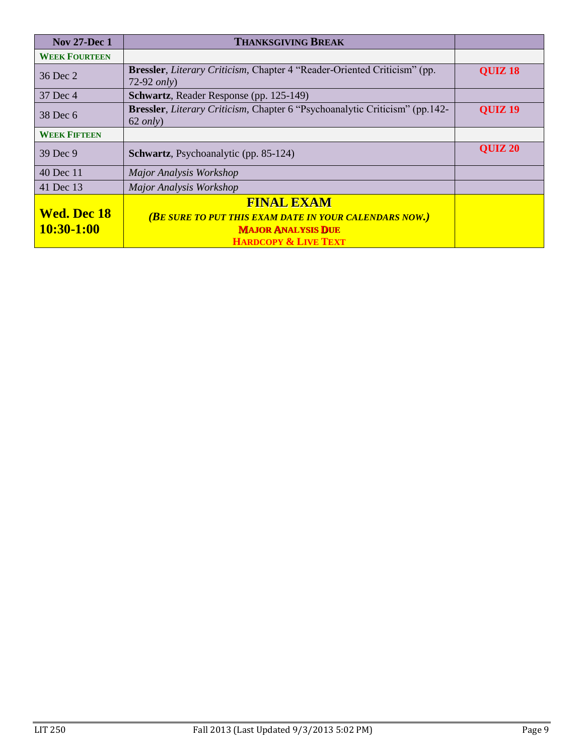| **Nov 27-Dec 1** | **THANKSGIVING BREAK** | |
|---|---|---|
| **WEEK FOURTEEN** | | |
| 36 Dec 2 | **Bressler**, *Literary Criticism*, Chapter 4 "Reader-Oriented Criticism" (pp. 72-92 *only*) | **QUIZ 18** |
| 37 Dec 4 | **Schwartz**, Reader Response (pp. 125-149) | |
| 38 Dec 6 | **Bressler**, *Literary Criticism*, Chapter 6 "Psychoanalytic Criticism" (pp.142-62 *only*) | **QUIZ 19** |
| **WEEK FIFTEEN** | | |
| 39 Dec 9 | **Schwartz**, Psychoanalytic (pp. 85-124) | **QUIZ 20** |
| 40 Dec 11 | *Major Analysis Workshop* | |
| 41 Dec 13 | *Major Analysis Workshop* | |
| **Wed. Dec 18 10:30-1:00** | **FINAL EXAM** *(BE SURE TO PUT THIS EXAM DATE IN YOUR CALENDARS NOW.)* **MAJOR ANALYSIS DUE** **HARDCOPY & LIVE TEXT** | |